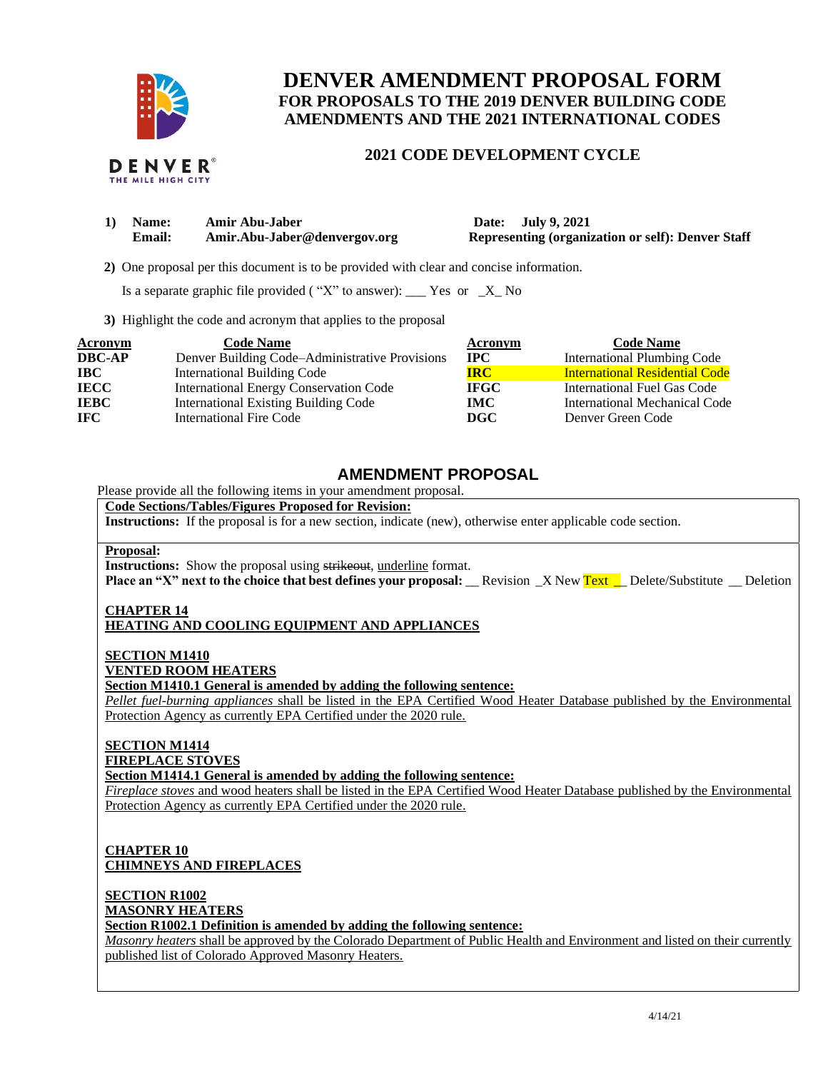# DENVER AMENDMENT PROPOSAL FORM

## FOR PROPOSALS TO THE 2019 DENVER BUILDING CODE AMENDMENTS AND THE 2021 INTERNATIONAL CODES

### 2021 CODE DEVELOPMENT CYCLE

**1) Name:** **Amir Abu-Jaber** **Date: July 9, 2021**
**Email:** **Amir.Abu-Jaber@denvergov.org** **Representing (organization or self): Denver Staff**

**2)** One proposal per this document is to be provided with clear and concise information.

Is a separate graphic file provided ( "X" to answer): ___ Yes or _X_ No

**3)** Highlight the code and acronym that applies to the proposal

| Acronym | Code Name | Acronym | Code Name |
|---|---|---|---|
| **DBC-AP** | Denver Building Code–Administrative Provisions | **IPC** | International Plumbing Code |
| **IBC** | International Building Code | **IRC** | International Residential Code |
| **IECC** | International Energy Conservation Code | **IFGC** | International Fuel Gas Code |
| **IEBC** | International Existing Building Code | **IMC** | International Mechanical Code |
| **IFC** | International Fire Code | **DGC** | Denver Green Code |

## AMENDMENT PROPOSAL

Please provide all the following items in your amendment proposal.

**Code Sections/Tables/Figures Proposed for Revision:**

**Instructions:** If the proposal is for a new section, indicate (new), otherwise enter applicable code section.

**Proposal:**

**Instructions:** Show the proposal using ~~strikeout~~, underline format.

**Place an "X" next to the choice that best defines your proposal:** __ Revision _X New Text __ Delete/Substitute __ Deletion

**CHAPTER 14**
**HEATING AND COOLING EQUIPMENT AND APPLIANCES**

**SECTION M1410**
**VENTED ROOM HEATERS**
**Section M1410.1 General is amended by adding the following sentence:**
*Pellet fuel-burning appliances* shall be listed in the EPA Certified Wood Heater Database published by the Environmental Protection Agency as currently EPA Certified under the 2020 rule.

**SECTION M1414**
**FIREPLACE STOVES**
**Section M1414.1 General is amended by adding the following sentence:**
*Fireplace stoves* and wood heaters shall be listed in the EPA Certified Wood Heater Database published by the Environmental Protection Agency as currently EPA Certified under the 2020 rule.

**CHAPTER 10**
**CHIMNEYS AND FIREPLACES**

**SECTION R1002**
**MASONRY HEATERS**
**Section R1002.1 Definition is amended by adding the following sentence:**
*Masonry heaters* shall be approved by the Colorado Department of Public Health and Environment and listed on their currently published list of Colorado Approved Masonry Heaters.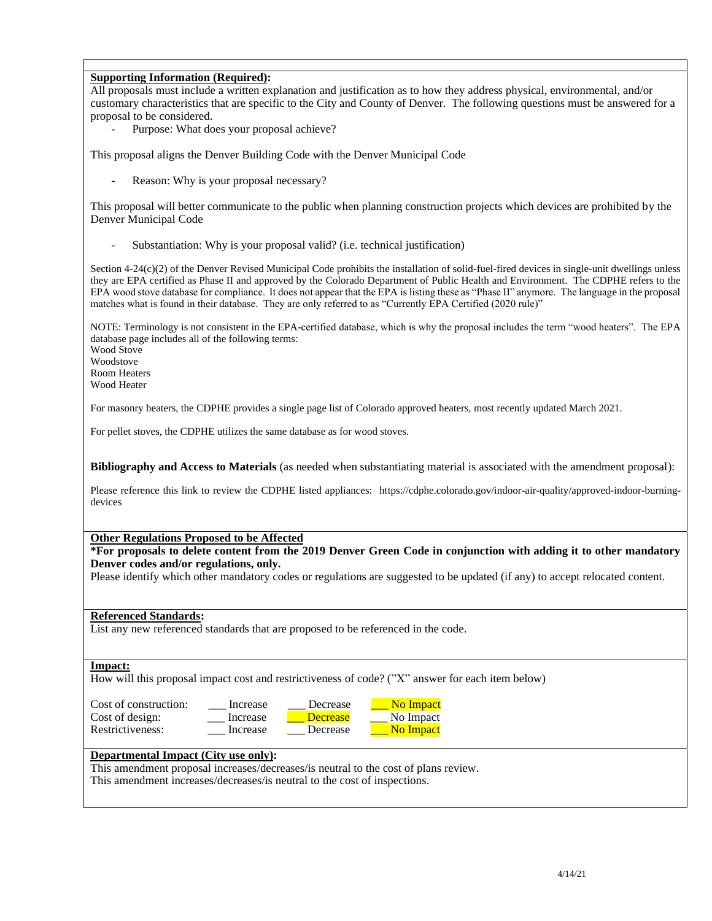**Supporting Information (Required):**

All proposals must include a written explanation and justification as to how they address physical, environmental, and/or customary characteristics that are specific to the City and County of Denver. The following questions must be answered for a proposal to be considered.

- Purpose: What does your proposal achieve?

This proposal aligns the Denver Building Code with the Denver Municipal Code

- Reason: Why is your proposal necessary?

This proposal will better communicate to the public when planning construction projects which devices are prohibited by the Denver Municipal Code

- Substantiation: Why is your proposal valid? (i.e. technical justification)

Section 4-24(c)(2) of the Denver Revised Municipal Code prohibits the installation of solid-fuel-fired devices in single-unit dwellings unless they are EPA certified as Phase II and approved by the Colorado Department of Public Health and Environment. The CDPHE refers to the EPA wood stove database for compliance. It does not appear that the EPA is listing these as "Phase II" anymore. The language in the proposal matches what is found in their database. They are only referred to as "Currently EPA Certified (2020 rule)"

NOTE: Terminology is not consistent in the EPA-certified database, which is why the proposal includes the term "wood heaters". The EPA database page includes all of the following terms:

Wood Stove
Woodstove
Room Heaters
Wood Heater

For masonry heaters, the CDPHE provides a single page list of Colorado approved heaters, most recently updated March 2021.

For pellet stoves, the CDPHE utilizes the same database as for wood stoves.

**Bibliography and Access to Materials** (as needed when substantiating material is associated with the amendment proposal):

Please reference this link to review the CDPHE listed appliances: https://cdphe.colorado.gov/indoor-air-quality/approved-indoor-burning-devices

**Other Regulations Proposed to be Affected**

**\*For proposals to delete content from the 2019 Denver Green Code in conjunction with adding it to other mandatory Denver codes and/or regulations, only.**

Please identify which other mandatory codes or regulations are suggested to be updated (if any) to accept relocated content.

**Referenced Standards:**

List any new referenced standards that are proposed to be referenced in the code.

**Impact:**

How will this proposal impact cost and restrictiveness of code? ("X" answer for each item below)

| | | | |
|---|---|---|---|
| Cost of construction: | ___ Increase | ___ Decrease | ___ No Impact |
| Cost of design: | ___ Increase | ___ Decrease | ___ No Impact |
| Restrictiveness: | ___ Increase | ___ Decrease | ___ No Impact |

**Departmental Impact (City use only):**

This amendment proposal increases/decreases/is neutral to the cost of plans review.
This amendment increases/decreases/is neutral to the cost of inspections.